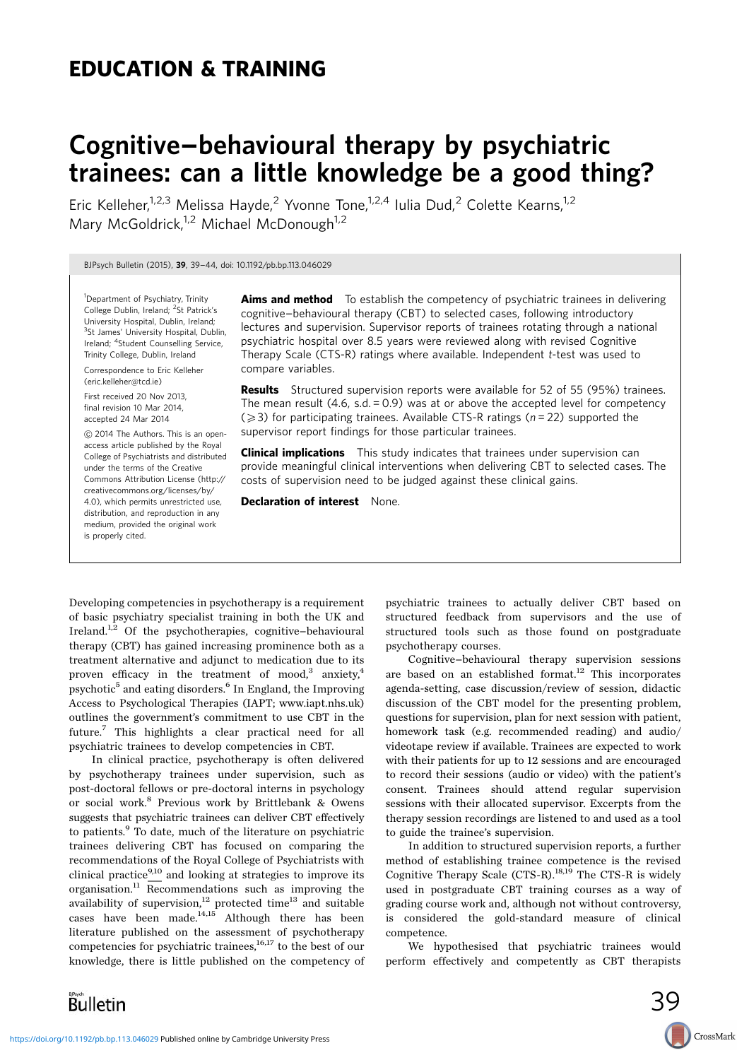EDUCATION & TRAINING

# Cognitive–behavioural therapy by psychiatric trainees: can a little knowledge be a good thing?

Eric Kelleher,[1,2,3] Melissa Hayde,[2] Yvonne Tone,[1,2,4] Iulia Dud,[2] Colette Kearns,[1,2] Mary McGoldrick,[1,2] Michael McDonough[1,2]

[1]Department of Psychiatry, Trinity College Dublin, Ireland; [2]St Patrick's University Hospital, Dublin, Ireland; [3]St James' University Hospital, Dublin, Ireland; [4]Student Counselling Service, Trinity College, Dublin, Ireland

Correspondence to Eric Kelleher (eric.kelleher@tcd.ie)

First received 20 Nov 2013, final revision 10 Mar 2014, accepted 24 Mar 2014

© 2014 The Authors. This is an open-access article published by the Royal College of Psychiatrists and distributed under the terms of the Creative Commons Attribution License (http://creativecommons.org/licenses/by/4.0), which permits unrestricted use, distribution, and reproduction in any medium, provided the original work is properly cited.

**Aims and method** To establish the competency of psychiatric trainees in delivering cognitive–behavioural therapy (CBT) to selected cases, following introductory lectures and supervision. Supervisor reports of trainees rotating through a national psychiatric hospital over 8.5 years were reviewed along with revised Cognitive Therapy Scale (CTS-R) ratings where available. Independent *t*-test was used to compare variables.

**Results** Structured supervision reports were available for 52 of 55 (95%) trainees. The mean result (4.6, s.d. = 0.9) was at or above the accepted level for competency ($\geqslant 3$) for participating trainees. Available CTS-R ratings ($n = 22$) supported the supervisor report findings for those particular trainees.

**Clinical implications** This study indicates that trainees under supervision can provide meaningful clinical interventions when delivering CBT to selected cases. The costs of supervision need to be judged against these clinical gains.

**Declaration of interest** None.

Developing competencies in psychotherapy is a requirement of basic psychiatry specialist training in both the UK and Ireland.[1,2] Of the psychotherapies, cognitive–behavioural therapy (CBT) has gained increasing prominence both as a treatment alternative and adjunct to medication due to its proven efficacy in the treatment of mood,[3] anxiety,[4] psychotic[5] and eating disorders.[6] In England, the Improving Access to Psychological Therapies (IAPT; www.iapt.nhs.uk) outlines the government's commitment to use CBT in the future.[7] This highlights a clear practical need for all psychiatric trainees to develop competencies in CBT.

In clinical practice, psychotherapy is often delivered by psychotherapy trainees under supervision, such as post-doctoral fellows or pre-doctoral interns in psychology or social work.[8] Previous work by Brittlebank & Owens suggests that psychiatric trainees can deliver CBT effectively to patients.[9] To date, much of the literature on psychiatric trainees delivering CBT has focused on comparing the recommendations of the Royal College of Psychiatrists with clinical practice[9,10] and looking at strategies to improve its organisation.[11] Recommendations such as improving the availability of supervision,[12] protected time[13] and suitable cases have been made.[14,15] Although there has been literature published on the assessment of psychotherapy competencies for psychiatric trainees,[16,17] to the best of our knowledge, there is little published on the competency of psychiatric trainees to actually deliver CBT based on structured feedback from supervisors and the use of structured tools such as those found on postgraduate psychotherapy courses.

Cognitive–behavioural therapy supervision sessions are based on an established format.[12] This incorporates agenda-setting, case discussion/review of session, didactic discussion of the CBT model for the presenting problem, questions for supervision, plan for next session with patient, homework task (e.g. recommended reading) and audio/videotape review if available. Trainees are expected to work with their patients for up to 12 sessions and are encouraged to record their sessions (audio or video) with the patient's consent. Trainees should attend regular supervision sessions with their allocated supervisor. Excerpts from the therapy session recordings are listened to and used as a tool to guide the trainee's supervision.

In addition to structured supervision reports, a further method of establishing trainee competence is the revised Cognitive Therapy Scale (CTS-R).[18,19] The CTS-R is widely used in postgraduate CBT training courses as a way of grading course work and, although not without controversy, is considered the gold-standard measure of clinical competence.

We hypothesised that psychiatric trainees would perform effectively and competently as CBT therapists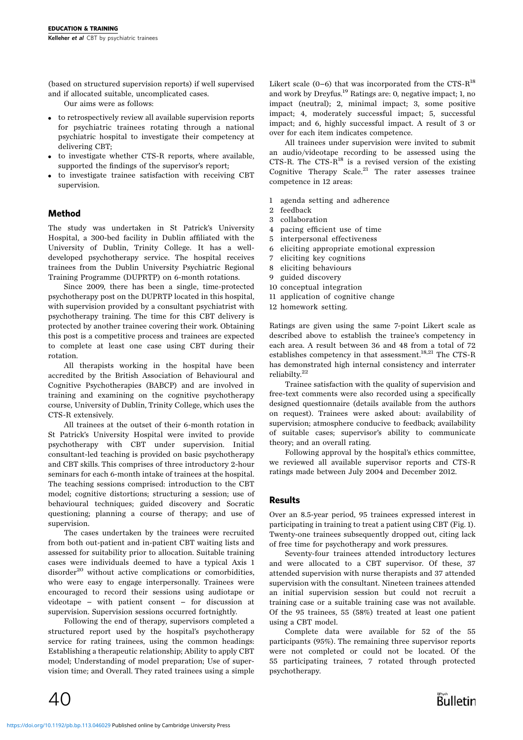(based on structured supervision reports) if well supervised and if allocated suitable, uncomplicated cases.

Our aims were as follows:

- to retrospectively review all available supervision reports for psychiatric trainees rotating through a national psychiatric hospital to investigate their competency at delivering CBT;
- to investigate whether CTS-R reports, where available, supported the findings of the supervisor's report;
- to investigate trainee satisfaction with receiving CBT supervision.

## Method

The study was undertaken in St Patrick's University Hospital, a 300-bed facility in Dublin affiliated with the University of Dublin, Trinity College. It has a well-developed psychotherapy service. The hospital receives trainees from the Dublin University Psychiatric Regional Training Programme (DUPRTP) on 6-month rotations.

Since 2009, there has been a single, time-protected psychotherapy post on the DUPRTP located in this hospital, with supervision provided by a consultant psychiatrist with psychotherapy training. The time for this CBT delivery is protected by another trainee covering their work. Obtaining this post is a competitive process and trainees are expected to complete at least one case using CBT during their rotation.

All therapists working in the hospital have been accredited by the British Association of Behavioural and Cognitive Psychotherapies (BABCP) and are involved in training and examining on the cognitive psychotherapy course, University of Dublin, Trinity College, which uses the CTS-R extensively.

All trainees at the outset of their 6-month rotation in St Patrick's University Hospital were invited to provide psychotherapy with CBT under supervision. Initial consultant-led teaching is provided on basic psychotherapy and CBT skills. This comprises of three introductory 2-hour seminars for each 6-month intake of trainees at the hospital. The teaching sessions comprised: introduction to the CBT model; cognitive distortions; structuring a session; use of behavioural techniques; guided discovery and Socratic questioning; planning a course of therapy; and use of supervision.

The cases undertaken by the trainees were recruited from both out-patient and in-patient CBT waiting lists and assessed for suitability prior to allocation. Suitable training cases were individuals deemed to have a typical Axis 1 disorder[20] without active complications or comorbidities, who were easy to engage interpersonally. Trainees were encouraged to record their sessions using audiotape or videotape – with patient consent – for discussion at supervision. Supervision sessions occurred fortnightly.

Following the end of therapy, supervisors completed a structured report used by the hospital's psychotherapy service for rating trainees, using the common headings: Establishing a therapeutic relationship; Ability to apply CBT model; Understanding of model preparation; Use of supervision time; and Overall. They rated trainees using a simple Likert scale (0–6) that was incorporated from the CTS-R[18] and work by Dreyfus.[19] Ratings are: 0, negative impact; 1, no impact (neutral); 2, minimal impact; 3, some positive impact; 4, moderately successful impact; 5, successful impact; and 6, highly successful impact. A result of 3 or over for each item indicates competence.

All trainees under supervision were invited to submit an audio/videotape recording to be assessed using the CTS-R. The CTS-R[18] is a revised version of the existing Cognitive Therapy Scale.[21] The rater assesses trainee competence in 12 areas:

1. agenda setting and adherence
2. feedback
3. collaboration
4. pacing efficient use of time
5. interpersonal effectiveness
6. eliciting appropriate emotional expression
7. eliciting key cognitions
8. eliciting behaviours
9. guided discovery
10. conceptual integration
11. application of cognitive change
12. homework setting.

Ratings are given using the same 7-point Likert scale as described above to establish the trainee's competency in each area. A result between 36 and 48 from a total of 72 establishes competency in that assessment.[18,21] The CTS-R has demonstrated high internal consistency and interrater reliabilty.[22]

Trainee satisfaction with the quality of supervision and free-text comments were also recorded using a specifically designed questionnaire (details available from the authors on request). Trainees were asked about: availability of supervision; atmosphere conducive to feedback; availability of suitable cases; supervisor's ability to communicate theory; and an overall rating.

Following approval by the hospital's ethics committee, we reviewed all available supervisor reports and CTS-R ratings made between July 2004 and December 2012.

## Results

Over an 8.5-year period, 95 trainees expressed interest in participating in training to treat a patient using CBT (Fig. 1). Twenty-one trainees subsequently dropped out, citing lack of free time for psychotherapy and work pressures.

Seventy-four trainees attended introductory lectures and were allocated to a CBT supervisor. Of these, 37 attended supervision with nurse therapists and 37 attended supervision with the consultant. Nineteen trainees attended an initial supervision session but could not recruit a training case or a suitable training case was not available. Of the 95 trainees, 55 (58%) treated at least one patient using a CBT model.

Complete data were available for 52 of the 55 participants (95%). The remaining three supervisor reports were not completed or could not be located. Of the 55 participating trainees, 7 rotated through protected psychotherapy.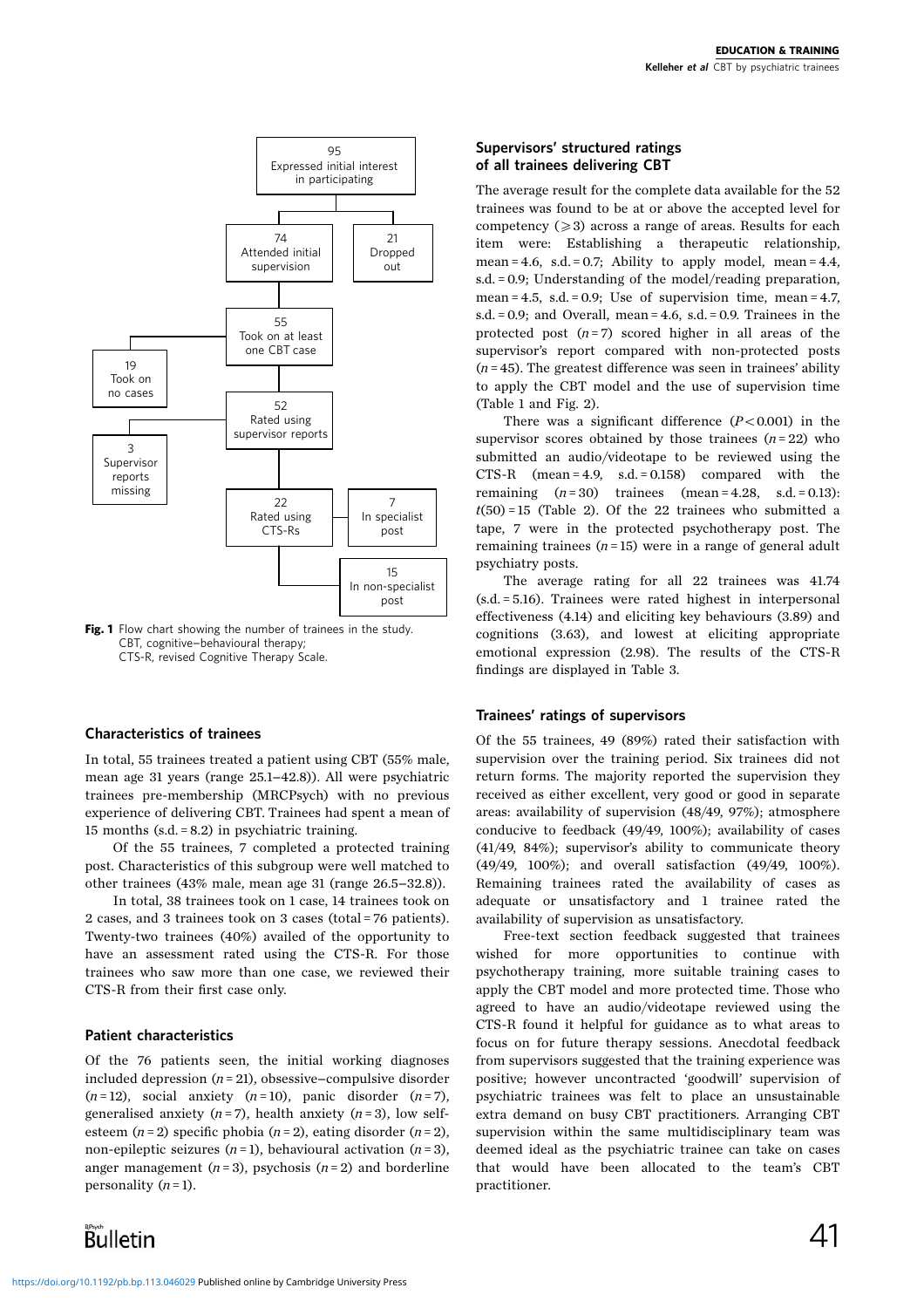95
Expressed initial interest in participating

74
Attended initial supervision

21
Dropped out

55
Took on at least one CBT case

19
Took on no cases

52
Rated using supervisor reports

3
Supervisor reports missing

22
Rated using CTS-Rs

7
In specialist post

15
In non-specialist post

**Fig. 1** Flow chart showing the number of trainees in the study. CBT, cognitive–behavioural therapy; CTS-R, revised Cognitive Therapy Scale.

### Characteristics of trainees

In total, 55 trainees treated a patient using CBT (55% male, mean age 31 years (range 25.1–42.8)). All were psychiatric trainees pre-membership (MRCPsych) with no previous experience of delivering CBT. Trainees had spent a mean of 15 months (s.d. = 8.2) in psychiatric training.

Of the 55 trainees, 7 completed a protected training post. Characteristics of this subgroup were well matched to other trainees (43% male, mean age 31 (range 26.5–32.8)).

In total, 38 trainees took on 1 case, 14 trainees took on 2 cases, and 3 trainees took on 3 cases (total = 76 patients). Twenty-two trainees (40%) availed of the opportunity to have an assessment rated using the CTS-R. For those trainees who saw more than one case, we reviewed their CTS-R from their first case only.

### Patient characteristics

Of the 76 patients seen, the initial working diagnoses included depression ($n = 21$), obsessive–compulsive disorder ($n = 12$), social anxiety ($n = 10$), panic disorder ($n = 7$), generalised anxiety ($n = 7$), health anxiety ($n = 3$), low self-esteem ($n = 2$) specific phobia ($n = 2$), eating disorder ($n = 2$), non-epileptic seizures ($n = 1$), behavioural activation ($n = 3$), anger management ($n = 3$), psychosis ($n = 2$) and borderline personality ($n = 1$).

### Supervisors' structured ratings of all trainees delivering CBT

The average result for the complete data available for the 52 trainees was found to be at or above the accepted level for competency (≥3) across a range of areas. Results for each item were: Establishing a therapeutic relationship, mean = 4.6, s.d. = 0.7; Ability to apply model, mean = 4.4, s.d. = 0.9; Understanding of the model/reading preparation, mean = 4.5, s.d. = 0.9; Use of supervision time, mean = 4.7, s.d. = 0.9; and Overall, mean = 4.6, s.d. = 0.9. Trainees in the protected post ($n = 7$) scored higher in all areas of the supervisor's report compared with non-protected posts ($n = 45$). The greatest difference was seen in trainees' ability to apply the CBT model and the use of supervision time (Table 1 and Fig. 2).

There was a significant difference ($P < 0.001$) in the supervisor scores obtained by those trainees ($n = 22$) who submitted an audio/videotape to be reviewed using the CTS-R (mean = 4.9, s.d. = 0.158) compared with the remaining ($n = 30$) trainees (mean = 4.28, s.d. = 0.13): $t(50) = 15$ (Table 2). Of the 22 trainees who submitted a tape, 7 were in the protected psychotherapy post. The remaining trainees ($n = 15$) were in a range of general adult psychiatry posts.

The average rating for all 22 trainees was 41.74 (s.d. = 5.16). Trainees were rated highest in interpersonal effectiveness (4.14) and eliciting key behaviours (3.89) and cognitions (3.63), and lowest at eliciting appropriate emotional expression (2.98). The results of the CTS-R findings are displayed in Table 3.

### Trainees' ratings of supervisors

Of the 55 trainees, 49 (89%) rated their satisfaction with supervision over the training period. Six trainees did not return forms. The majority reported the supervision they received as either excellent, very good or good in separate areas: availability of supervision (48/49, 97%); atmosphere conducive to feedback (49/49, 100%); availability of cases (41/49, 84%); supervisor's ability to communicate theory (49/49, 100%); and overall satisfaction (49/49, 100%). Remaining trainees rated the availability of cases as adequate or unsatisfactory and 1 trainee rated the availability of supervision as unsatisfactory.

Free-text section feedback suggested that trainees wished for more opportunities to continue with psychotherapy training, more suitable training cases to apply the CBT model and more protected time. Those who agreed to have an audio/videotape reviewed using the CTS-R found it helpful for guidance as to what areas to focus on for future therapy sessions. Anecdotal feedback from supervisors suggested that the training experience was positive; however uncontracted 'goodwill' supervision of psychiatric trainees was felt to place an unsustainable extra demand on busy CBT practitioners. Arranging CBT supervision within the same multidisciplinary team was deemed ideal as the psychiatric trainee can take on cases that would have been allocated to the team's CBT practitioner.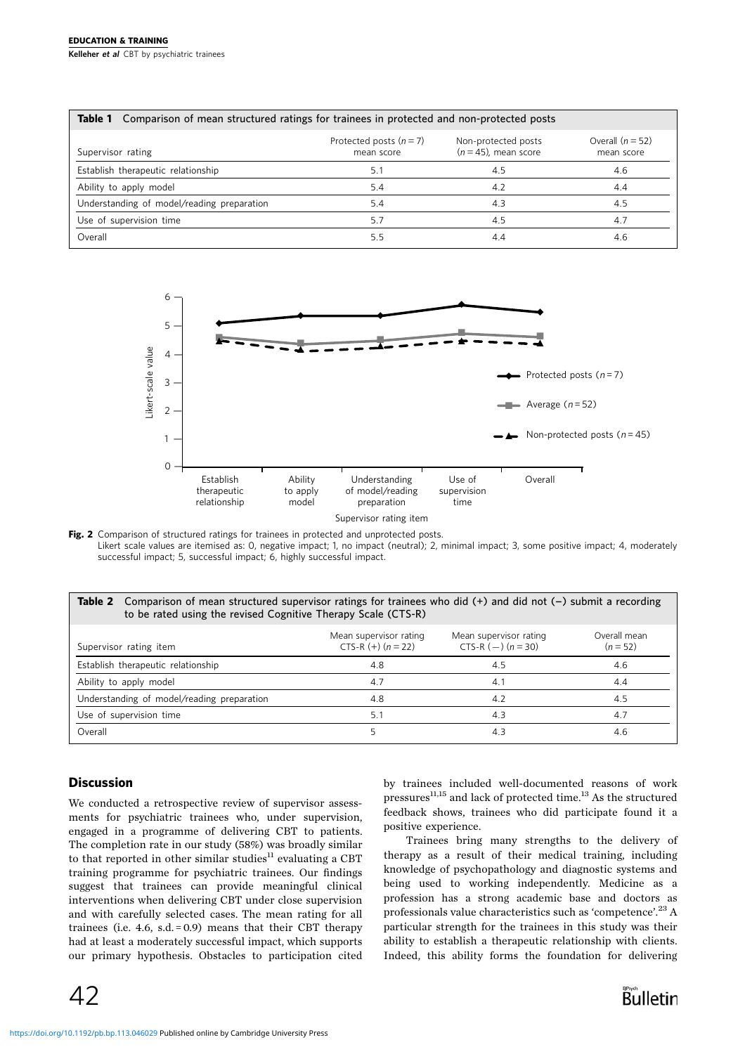**Table 1** Comparison of mean structured ratings for trainees in protected and non-protected posts

| Supervisor rating | Protected posts ($n = 7$) mean score | Non-protected posts ($n = 45$), mean score | Overall ($n = 52$) mean score |
|---|---|---|---|
| Establish therapeutic relationship | 5.1 | 4.5 | 4.6 |
| Ability to apply model | 5.4 | 4.2 | 4.4 |
| Understanding of model/reading preparation | 5.4 | 4.3 | 4.5 |
| Use of supervision time | 5.7 | 4.5 | 4.7 |
| Overall | 5.5 | 4.4 | 4.6 |

**Fig. 2** Comparison of structured ratings for trainees in protected and unprotected posts.
Likert scale values are itemised as: 0, negative impact; 1, no impact (neutral); 2, minimal impact; 3, some positive impact; 4, moderately successful impact; 5, successful impact; 6, highly successful impact.

**Table 2** Comparison of mean structured supervisor ratings for trainees who did (+) and did not (−) submit a recording to be rated using the revised Cognitive Therapy Scale (CTS-R)

| Supervisor rating item | Mean supervisor rating CTS-R (+) ($n = 22$) | Mean supervisor rating CTS-R (−) ($n = 30$) | Overall mean ($n = 52$) |
|---|---|---|---|
| Establish therapeutic relationship | 4.8 | 4.5 | 4.6 |
| Ability to apply model | 4.7 | 4.1 | 4.4 |
| Understanding of model/reading preparation | 4.8 | 4.2 | 4.5 |
| Use of supervision time | 5.1 | 4.3 | 4.7 |
| Overall | 5 | 4.3 | 4.6 |

## Discussion

We conducted a retrospective review of supervisor assessments for psychiatric trainees who, under supervision, engaged in a programme of delivering CBT to patients. The completion rate in our study (58%) was broadly similar to that reported in other similar studies[11] evaluating a CBT training programme for psychiatric trainees. Our findings suggest that trainees can provide meaningful clinical interventions when delivering CBT under close supervision and with carefully selected cases. The mean rating for all trainees (i.e. 4.6, s.d. = 0.9) means that their CBT therapy had at least a moderately successful impact, which supports our primary hypothesis. Obstacles to participation cited by trainees included well-documented reasons of work pressures[11,15] and lack of protected time.[13] As the structured feedback shows, trainees who did participate found it a positive experience.

Trainees bring many strengths to the delivery of therapy as a result of their medical training, including knowledge of psychopathology and diagnostic systems and being used to working independently. Medicine as a profession has a strong academic base and doctors as professionals value characteristics such as 'competence'.[23] A particular strength for the trainees in this study was their ability to establish a therapeutic relationship with clients. Indeed, this ability forms the foundation for delivering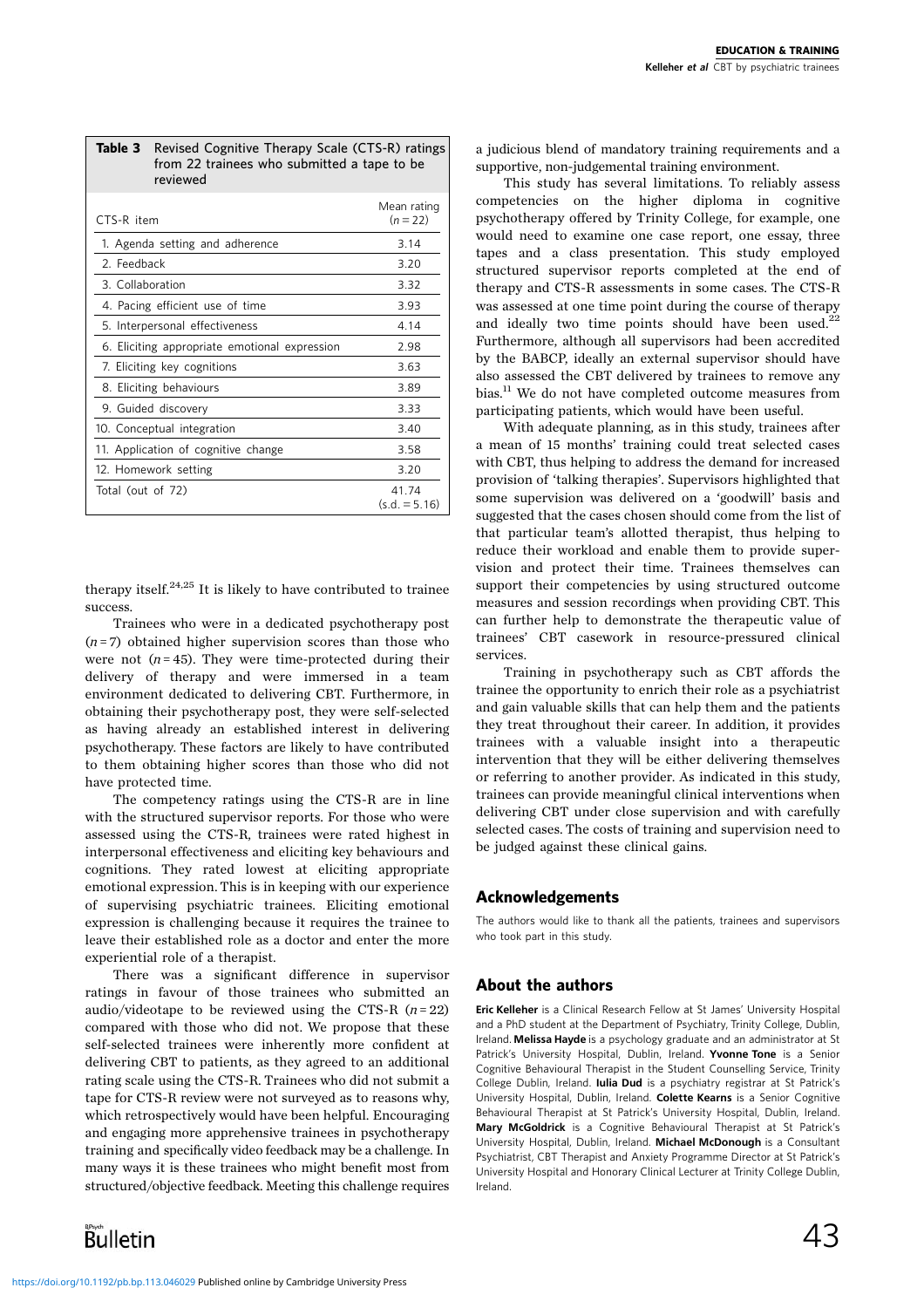**Table 3** Revised Cognitive Therapy Scale (CTS-R) ratings from 22 trainees who submitted a tape to be reviewed

| CTS-R item | Mean rating ($n = 22$) |
|---|---|
| 1. Agenda setting and adherence | 3.14 |
| 2. Feedback | 3.20 |
| 3. Collaboration | 3.32 |
| 4. Pacing efficient use of time | 3.93 |
| 5. Interpersonal effectiveness | 4.14 |
| 6. Eliciting appropriate emotional expression | 2.98 |
| 7. Eliciting key cognitions | 3.63 |
| 8. Eliciting behaviours | 3.89 |
| 9. Guided discovery | 3.33 |
| 10. Conceptual integration | 3.40 |
| 11. Application of cognitive change | 3.58 |
| 12. Homework setting | 3.20 |
| Total (out of 72) | 41.74 (s.d. = 5.16) |

therapy itself.[24,25] It is likely to have contributed to trainee success.

Trainees who were in a dedicated psychotherapy post ($n = 7$) obtained higher supervision scores than those who were not ($n = 45$). They were time-protected during their delivery of therapy and were immersed in a team environment dedicated to delivering CBT. Furthermore, in obtaining their psychotherapy post, they were self-selected as having already an established interest in delivering psychotherapy. These factors are likely to have contributed to them obtaining higher scores than those who did not have protected time.

The competency ratings using the CTS-R are in line with the structured supervisor reports. For those who were assessed using the CTS-R, trainees were rated highest in interpersonal effectiveness and eliciting key behaviours and cognitions. They rated lowest at eliciting appropriate emotional expression. This is in keeping with our experience of supervising psychiatric trainees. Eliciting emotional expression is challenging because it requires the trainee to leave their established role as a doctor and enter the more experiential role of a therapist.

There was a significant difference in supervisor ratings in favour of those trainees who submitted an audio/videotape to be reviewed using the CTS-R ($n = 22$) compared with those who did not. We propose that these self-selected trainees were inherently more confident at delivering CBT to patients, as they agreed to an additional rating scale using the CTS-R. Trainees who did not submit a tape for CTS-R review were not surveyed as to reasons why, which retrospectively would have been helpful. Encouraging and engaging more apprehensive trainees in psychotherapy training and specifically video feedback may be a challenge. In many ways it is these trainees who might benefit most from structured/objective feedback. Meeting this challenge requires a judicious blend of mandatory training requirements and a supportive, non-judgemental training environment.

This study has several limitations. To reliably assess competencies on the higher diploma in cognitive psychotherapy offered by Trinity College, for example, one would need to examine one case report, one essay, three tapes and a class presentation. This study employed structured supervisor reports completed at the end of therapy and CTS-R assessments in some cases. The CTS-R was assessed at one time point during the course of therapy and ideally two time points should have been used.[22] Furthermore, although all supervisors had been accredited by the BABCP, ideally an external supervisor should have also assessed the CBT delivered by trainees to remove any bias.[11] We do not have completed outcome measures from participating patients, which would have been useful.

With adequate planning, as in this study, trainees after a mean of 15 months' training could treat selected cases with CBT, thus helping to address the demand for increased provision of 'talking therapies'. Supervisors highlighted that some supervision was delivered on a 'goodwill' basis and suggested that the cases chosen should come from the list of that particular team's allotted therapist, thus helping to reduce their workload and enable them to provide supervision and protect their time. Trainees themselves can support their competencies by using structured outcome measures and session recordings when providing CBT. This can further help to demonstrate the therapeutic value of trainees' CBT casework in resource-pressured clinical services.

Training in psychotherapy such as CBT affords the trainee the opportunity to enrich their role as a psychiatrist and gain valuable skills that can help them and the patients they treat throughout their career. In addition, it provides trainees with a valuable insight into a therapeutic intervention that they will be either delivering themselves or referring to another provider. As indicated in this study, trainees can provide meaningful clinical interventions when delivering CBT under close supervision and with carefully selected cases. The costs of training and supervision need to be judged against these clinical gains.

## Acknowledgements

The authors would like to thank all the patients, trainees and supervisors who took part in this study.

## About the authors

**Eric Kelleher** is a Clinical Research Fellow at St James' University Hospital and a PhD student at the Department of Psychiatry, Trinity College, Dublin, Ireland. **Melissa Hayde** is a psychology graduate and an administrator at St Patrick's University Hospital, Dublin, Ireland. **Yvonne Tone** is a Senior Cognitive Behavioural Therapist in the Student Counselling Service, Trinity College Dublin, Ireland. **Iulia Dud** is a psychiatry registrar at St Patrick's University Hospital, Dublin, Ireland. **Colette Kearns** is a Senior Cognitive Behavioural Therapist at St Patrick's University Hospital, Dublin, Ireland. **Mary McGoldrick** is a Cognitive Behavioural Therapist at St Patrick's University Hospital, Dublin, Ireland. **Michael McDonough** is a Consultant Psychiatrist, CBT Therapist and Anxiety Programme Director at St Patrick's University Hospital and Honorary Clinical Lecturer at Trinity College Dublin, Ireland.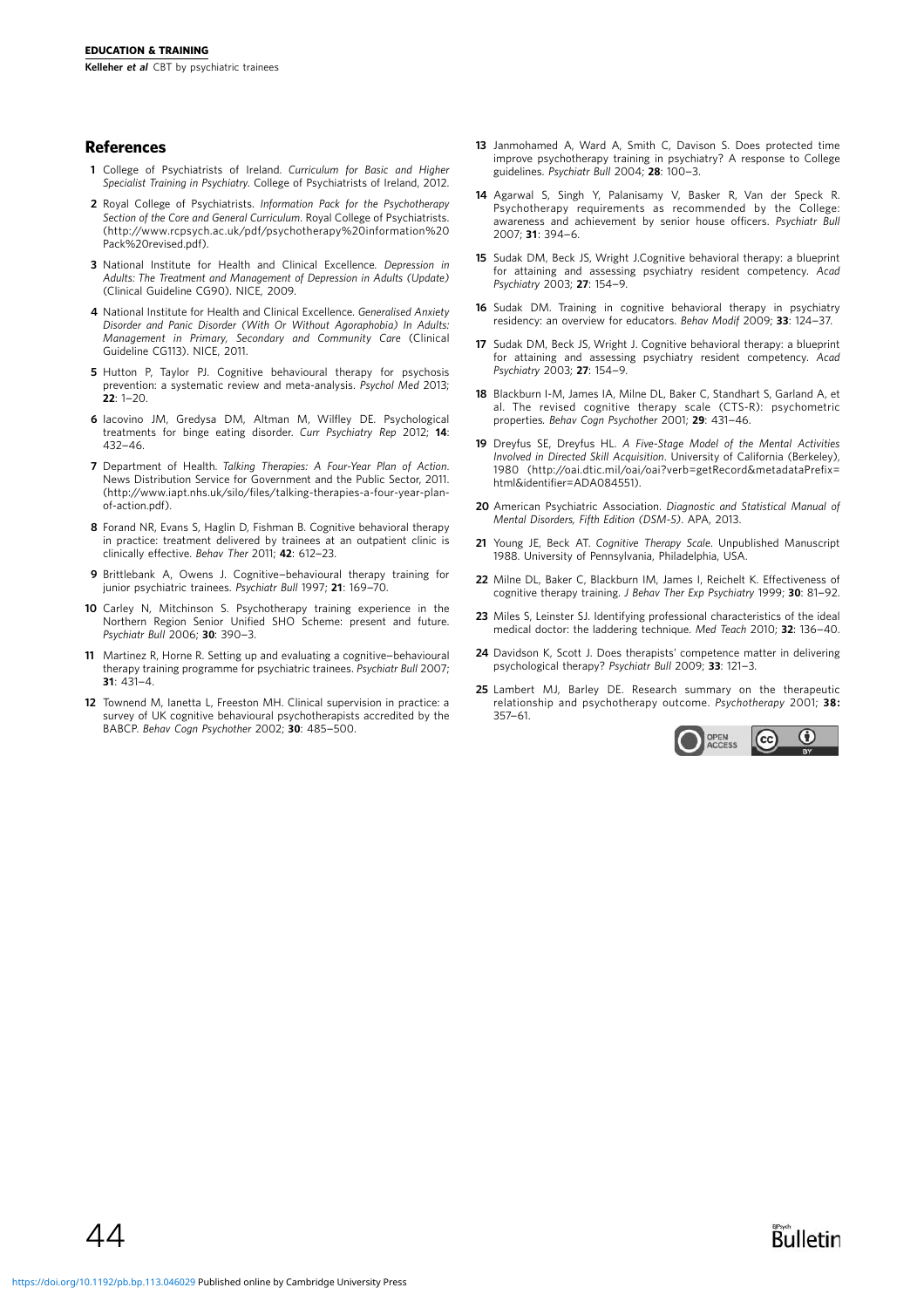## References

1. College of Psychiatrists of Ireland. *Curriculum for Basic and Higher Specialist Training in Psychiatry*. College of Psychiatrists of Ireland, 2012.
2. Royal College of Psychiatrists. *Information Pack for the Psychotherapy Section of the Core and General Curriculum*. Royal College of Psychiatrists. (http://www.rcpsych.ac.uk/pdf/psychotherapy%20information%20Pack%20revised.pdf).
3. National Institute for Health and Clinical Excellence. *Depression in Adults: The Treatment and Management of Depression in Adults (Update)* (Clinical Guideline CG90). NICE, 2009.
4. National Institute for Health and Clinical Excellence. *Generalised Anxiety Disorder and Panic Disorder (With Or Without Agoraphobia) In Adults: Management in Primary, Secondary and Community Care* (Clinical Guideline CG113). NICE, 2011.
5. Hutton P, Taylor PJ. Cognitive behavioural therapy for psychosis prevention: a systematic review and meta-analysis. *Psychol Med* 2013; **22**: 1–20.
6. Iacovino JM, Gredysa DM, Altman M, Wilfley DE. Psychological treatments for binge eating disorder. *Curr Psychiatry Rep* 2012; **14**: 432–46.
7. Department of Health. *Talking Therapies: A Four-Year Plan of Action*. News Distribution Service for Government and the Public Sector, 2011. (http://www.iapt.nhs.uk/silo/files/talking-therapies-a-four-year-plan-of-action.pdf).
8. Forand NR, Evans S, Haglin D, Fishman B. Cognitive behavioral therapy in practice: treatment delivered by trainees at an outpatient clinic is clinically effective. *Behav Ther* 2011; **42**: 612–23.
9. Brittlebank A, Owens J. Cognitive–behavioural therapy training for junior psychiatric trainees. *Psychiatr Bull* 1997; **21**: 169–70.
10. Carley N, Mitchinson S. Psychotherapy training experience in the Northern Region Senior Unified SHO Scheme: present and future. *Psychiatr Bull* 2006; **30**: 390–3.
11. Martinez R, Horne R. Setting up and evaluating a cognitive–behavioural therapy training programme for psychiatric trainees. *Psychiatr Bull* 2007; **31**: 431–4.
12. Townend M, Ianetta L, Freeston MH. Clinical supervision in practice: a survey of UK cognitive behavioural psychotherapists accredited by the BABCP. *Behav Cogn Psychother* 2002; **30**: 485–500.
13. Janmohamed A, Ward A, Smith C, Davison S. Does protected time improve psychotherapy training in psychiatry? A response to College guidelines. *Psychiatr Bull* 2004; **28**: 100–3.
14. Agarwal S, Singh Y, Palanisamy V, Basker R, Van der Speck R. Psychotherapy requirements as recommended by the College: awareness and achievement by senior house officers. *Psychiatr Bull* 2007; **31**: 394–6.
15. Sudak DM, Beck JS, Wright J.Cognitive behavioral therapy: a blueprint for attaining and assessing psychiatry resident competency. *Acad Psychiatry* 2003; **27**: 154–9.
16. Sudak DM. Training in cognitive behavioral therapy in psychiatry residency: an overview for educators. *Behav Modif* 2009; **33**: 124–37.
17. Sudak DM, Beck JS, Wright J. Cognitive behavioral therapy: a blueprint for attaining and assessing psychiatry resident competency. *Acad Psychiatry* 2003; **27**: 154–9.
18. Blackburn I-M, James IA, Milne DL, Baker C, Standhart S, Garland A, et al. The revised cognitive therapy scale (CTS-R): psychometric properties. *Behav Cogn Psychother* 2001; **29**: 431–46.
19. Dreyfus SE, Dreyfus HL. *A Five-Stage Model of the Mental Activities Involved in Directed Skill Acquisition*. University of California (Berkeley), 1980 (http://oai.dtic.mil/oai/oai?verb=getRecord&metadataPrefix=html&identifier=ADA084551).
20. American Psychiatric Association. *Diagnostic and Statistical Manual of Mental Disorders, Fifth Edition (DSM-5)*. APA, 2013.
21. Young JE, Beck AT. *Cognitive Therapy Scale*. Unpublished Manuscript 1988. University of Pennsylvania, Philadelphia, USA.
22. Milne DL, Baker C, Blackburn IM, James I, Reichelt K. Effectiveness of cognitive therapy training. *J Behav Ther Exp Psychiatry* 1999; **30**: 81–92.
23. Miles S, Leinster SJ. Identifying professional characteristics of the ideal medical doctor: the laddering technique. *Med Teach* 2010; **32**: 136–40.
24. Davidson K, Scott J. Does therapists' competence matter in delivering psychological therapy? *Psychiatr Bull* 2009; **33**: 121–3.
25. Lambert MJ, Barley DE. Research summary on the therapeutic relationship and psychotherapy outcome. *Psychotherapy* 2001; **38:** 357–61.